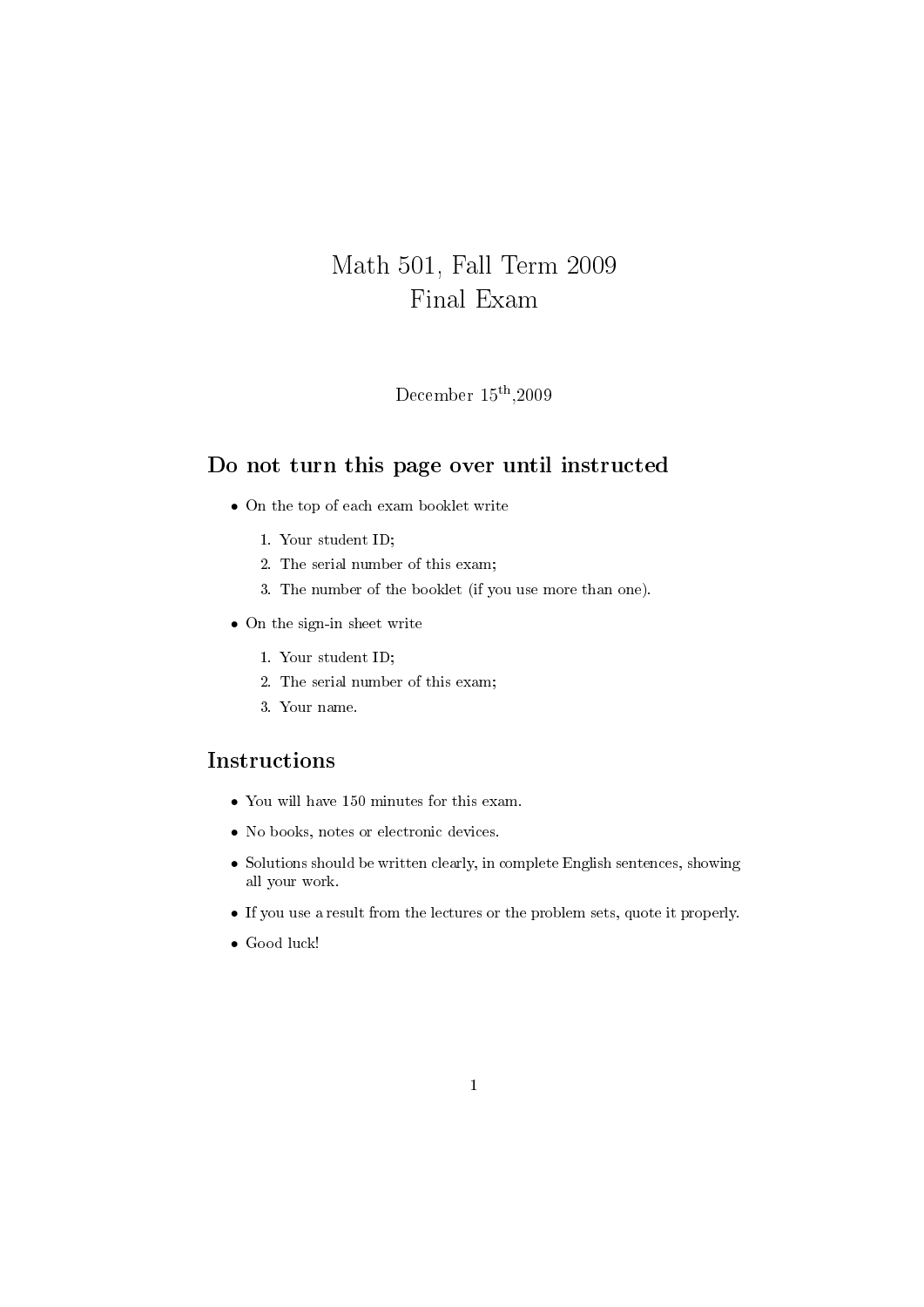# Math 501, Fall Term 2009
# Final Exam

December 15$^{\text{th}}$,2009

## Do not turn this page over until instructed

- On the top of each exam booklet write
  1. Your student ID;
  2. The serial number of this exam;
  3. The number of the booklet (if you use more than one).
- On the sign-in sheet write
  1. Your student ID;
  2. The serial number of this exam;
  3. Your name.

## Instructions

- You will have 150 minutes for this exam.
- No books, notes or electronic devices.
- Solutions should be written clearly, in complete English sentences, showing all your work.
- If you use a result from the lectures or the problem sets, quote it properly.
- Good luck!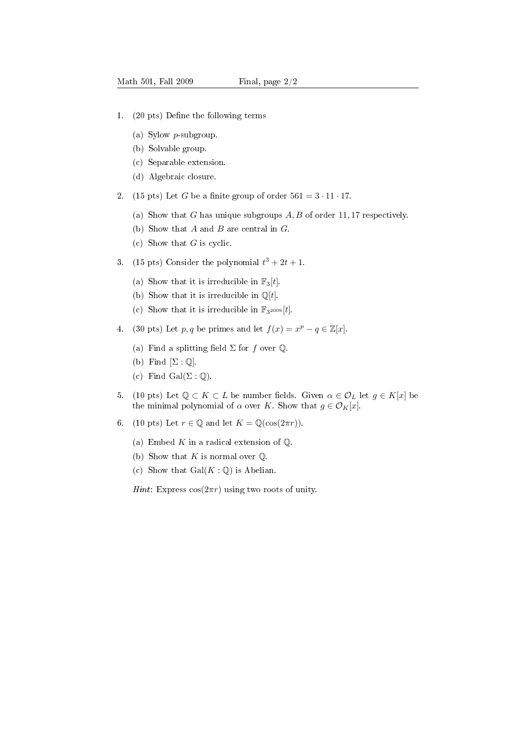1. (20 pts) Define the following terms

   (a) Sylow $p$-subgroup.

   (b) Solvable group.

   (c) Separable extension.

   (d) Algebraic closure.

2. (15 pts) Let $G$ be a finite group of order $561 = 3 \cdot 11 \cdot 17$.

   (a) Show that $G$ has unique subgroups $A, B$ of order $11, 17$ respectively.

   (b) Show that $A$ and $B$ are central in $G$.

   (c) Show that $G$ is cyclic.

3. (15 pts) Consider the polynomial $t^3 + 2t + 1$.

   (a) Show that it is irreducible in $\mathbb{F}_3[t]$.

   (b) Show that it is irreducible in $\mathbb{Q}[t]$.

   (c) Show that it is irreducible in $\mathbb{F}_{3^{2009}}[t]$.

4. (30 pts) Let $p, q$ be primes and let $f(x) = x^p - q \in \mathbb{Z}[x]$.

   (a) Find a splitting field $\Sigma$ for $f$ over $\mathbb{Q}$.

   (b) Find $[\Sigma : \mathbb{Q}]$.

   (c) Find $\mathrm{Gal}(\Sigma : \mathbb{Q})$.

5. (10 pts) Let $\mathbb{Q} \subset K \subset L$ be number fields. Given $\alpha \in \mathcal{O}_L$ let $g \in K[x]$ be the minimal polynomial of $\alpha$ over $K$. Show that $g \in \mathcal{O}_K[x]$.

6. (10 pts) Let $r \in \mathbb{Q}$ and let $K = \mathbb{Q}(\cos(2\pi r))$.

   (a) Embed $K$ in a radical extension of $\mathbb{Q}$.

   (b) Show that $K$ is normal over $\mathbb{Q}$.

   (c) Show that $\mathrm{Gal}(K : \mathbb{Q})$ is Abelian.

   *Hint*: Express $\cos(2\pi r)$ using two roots of unity.